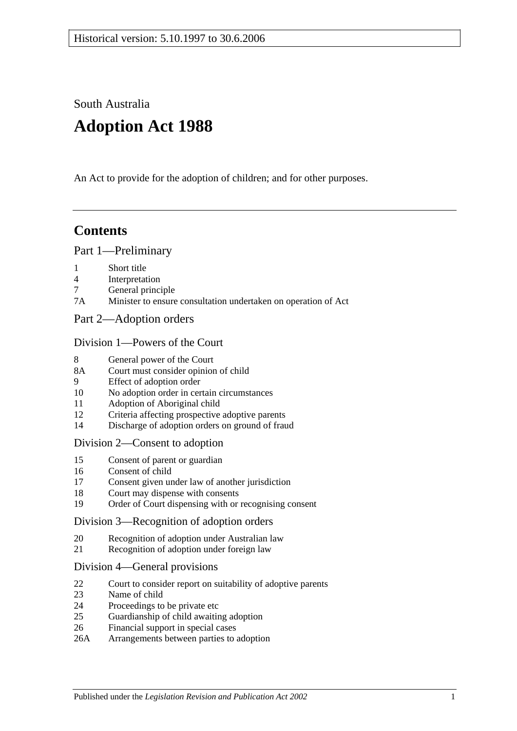Historical version: 5.10.1997 to 30.6.2006

South Australia

# Adoption Act 1988

An Act to provide for the adoption of children; and for other purposes.

## Contents

### Part 1—Preliminary

1 Short title
4 Interpretation
7 General principle
7A Minister to ensure consultation undertaken on operation of Act

### Part 2—Adoption orders

#### Division 1—Powers of the Court

8 General power of the Court
8A Court must consider opinion of child
9 Effect of adoption order
10 No adoption order in certain circumstances
11 Adoption of Aboriginal child
12 Criteria affecting prospective adoptive parents
14 Discharge of adoption orders on ground of fraud

#### Division 2—Consent to adoption

15 Consent of parent or guardian
16 Consent of child
17 Consent given under law of another jurisdiction
18 Court may dispense with consents
19 Order of Court dispensing with or recognising consent

#### Division 3—Recognition of adoption orders

20 Recognition of adoption under Australian law
21 Recognition of adoption under foreign law

#### Division 4—General provisions

22 Court to consider report on suitability of adoptive parents
23 Name of child
24 Proceedings to be private etc
25 Guardianship of child awaiting adoption
26 Financial support in special cases
26A Arrangements between parties to adoption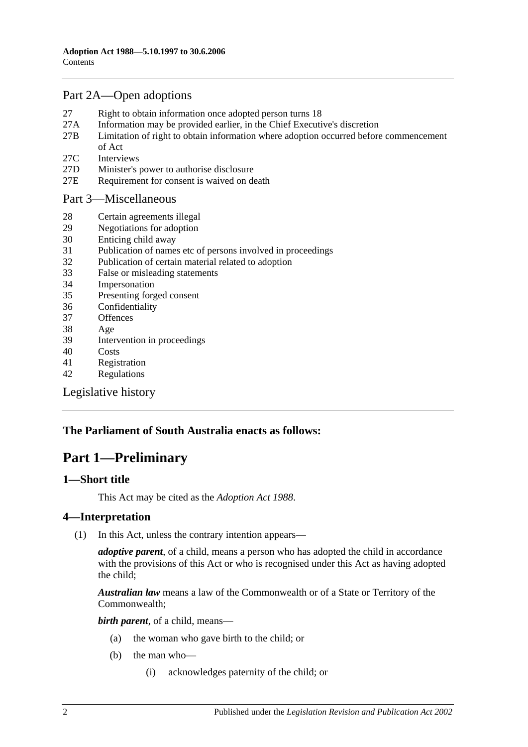## Part 2A—Open adoptions

27 Right to obtain information once adopted person turns 18
27A Information may be provided earlier, in the Chief Executive's discretion
27B Limitation of right to obtain information where adoption occurred before commencement of Act
27C Interviews
27D Minister's power to authorise disclosure
27E Requirement for consent is waived on death

## Part 3—Miscellaneous

28 Certain agreements illegal
29 Negotiations for adoption
30 Enticing child away
31 Publication of names etc of persons involved in proceedings
32 Publication of certain material related to adoption
33 False or misleading statements
34 Impersonation
35 Presenting forged consent
36 Confidentiality
37 Offences
38 Age
39 Intervention in proceedings
40 Costs
41 Registration
42 Regulations

## Legislative history

**The Parliament of South Australia enacts as follows:**

# Part 1—Preliminary

### 1—Short title

This Act may be cited as the *Adoption Act 1988*.

### 4—Interpretation

(1) In this Act, unless the contrary intention appears—

***adoptive parent***, of a child, means a person who has adopted the child in accordance with the provisions of this Act or who is recognised under this Act as having adopted the child;

***Australian law*** means a law of the Commonwealth or of a State or Territory of the Commonwealth;

***birth parent***, of a child, means—

(a) the woman who gave birth to the child; or

(b) the man who—

(i) acknowledges paternity of the child; or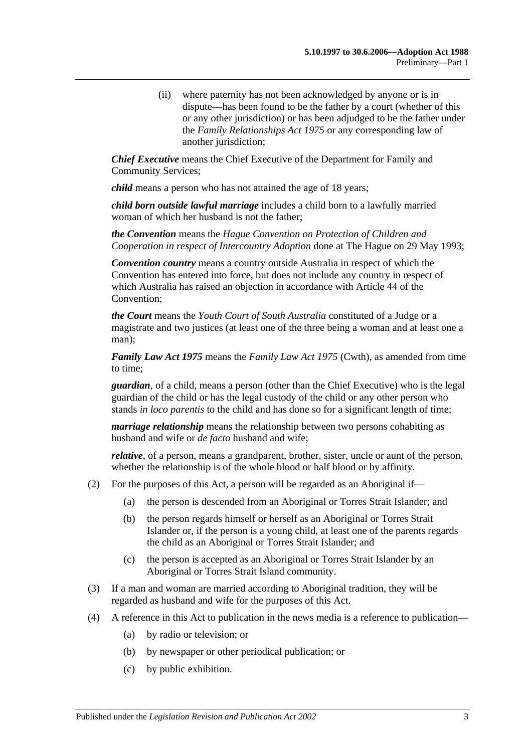(ii) where paternity has not been acknowledged by anyone or is in dispute—has been found to be the father by a court (whether of this or any other jurisdiction) or has been adjudged to be the father under the *Family Relationships Act 1975* or any corresponding law of another jurisdiction;

***Chief Executive*** means the Chief Executive of the Department for Family and Community Services;

***child*** means a person who has not attained the age of 18 years;

***child born outside lawful marriage*** includes a child born to a lawfully married woman of which her husband is not the father;

***the Convention*** means the *Hague Convention on Protection of Children and Cooperation in respect of Intercountry Adoption* done at The Hague on 29 May 1993;

***Convention country*** means a country outside Australia in respect of which the Convention has entered into force, but does not include any country in respect of which Australia has raised an objection in accordance with Article 44 of the Convention;

***the Court*** means the *Youth Court of South Australia* constituted of a Judge or a magistrate and two justices (at least one of the three being a woman and at least one a man);

***Family Law Act 1975*** means the *Family Law Act 1975* (Cwth), as amended from time to time;

***guardian***, of a child, means a person (other than the Chief Executive) who is the legal guardian of the child or has the legal custody of the child or any other person who stands *in loco parentis* to the child and has done so for a significant length of time;

***marriage relationship*** means the relationship between two persons cohabiting as husband and wife or *de facto* husband and wife;

***relative***, of a person, means a grandparent, brother, sister, uncle or aunt of the person, whether the relationship is of the whole blood or half blood or by affinity.

(2) For the purposes of this Act, a person will be regarded as an Aboriginal if—

(a) the person is descended from an Aboriginal or Torres Strait Islander; and

(b) the person regards himself or herself as an Aboriginal or Torres Strait Islander or, if the person is a young child, at least one of the parents regards the child as an Aboriginal or Torres Strait Islander; and

(c) the person is accepted as an Aboriginal or Torres Strait Islander by an Aboriginal or Torres Strait Island community.

(3) If a man and woman are married according to Aboriginal tradition, they will be regarded as husband and wife for the purposes of this Act.

(4) A reference in this Act to publication in the news media is a reference to publication—

(a) by radio or television; or

(b) by newspaper or other periodical publication; or

(c) by public exhibition.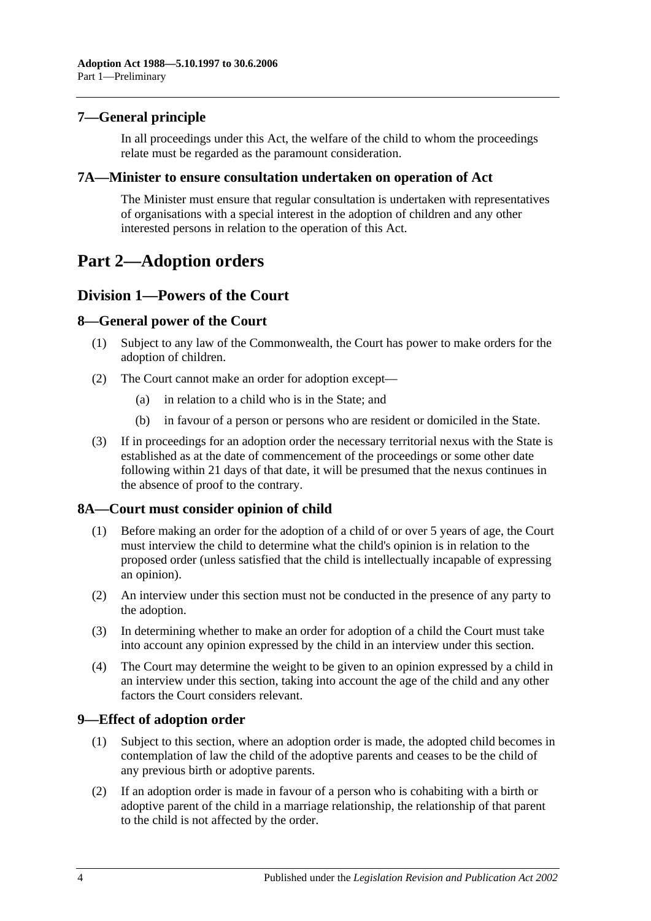## 7—General principle

In all proceedings under this Act, the welfare of the child to whom the proceedings relate must be regarded as the paramount consideration.

## 7A—Minister to ensure consultation undertaken on operation of Act

The Minister must ensure that regular consultation is undertaken with representatives of organisations with a special interest in the adoption of children and any other interested persons in relation to the operation of this Act.

# Part 2—Adoption orders

## Division 1—Powers of the Court

## 8—General power of the Court

(1) Subject to any law of the Commonwealth, the Court has power to make orders for the adoption of children.

(2) The Court cannot make an order for adoption except—

- (a) in relation to a child who is in the State; and
- (b) in favour of a person or persons who are resident or domiciled in the State.

(3) If in proceedings for an adoption order the necessary territorial nexus with the State is established as at the date of commencement of the proceedings or some other date following within 21 days of that date, it will be presumed that the nexus continues in the absence of proof to the contrary.

## 8A—Court must consider opinion of child

(1) Before making an order for the adoption of a child of or over 5 years of age, the Court must interview the child to determine what the child's opinion is in relation to the proposed order (unless satisfied that the child is intellectually incapable of expressing an opinion).

(2) An interview under this section must not be conducted in the presence of any party to the adoption.

(3) In determining whether to make an order for adoption of a child the Court must take into account any opinion expressed by the child in an interview under this section.

(4) The Court may determine the weight to be given to an opinion expressed by a child in an interview under this section, taking into account the age of the child and any other factors the Court considers relevant.

## 9—Effect of adoption order

(1) Subject to this section, where an adoption order is made, the adopted child becomes in contemplation of law the child of the adoptive parents and ceases to be the child of any previous birth or adoptive parents.

(2) If an adoption order is made in favour of a person who is cohabiting with a birth or adoptive parent of the child in a marriage relationship, the relationship of that parent to the child is not affected by the order.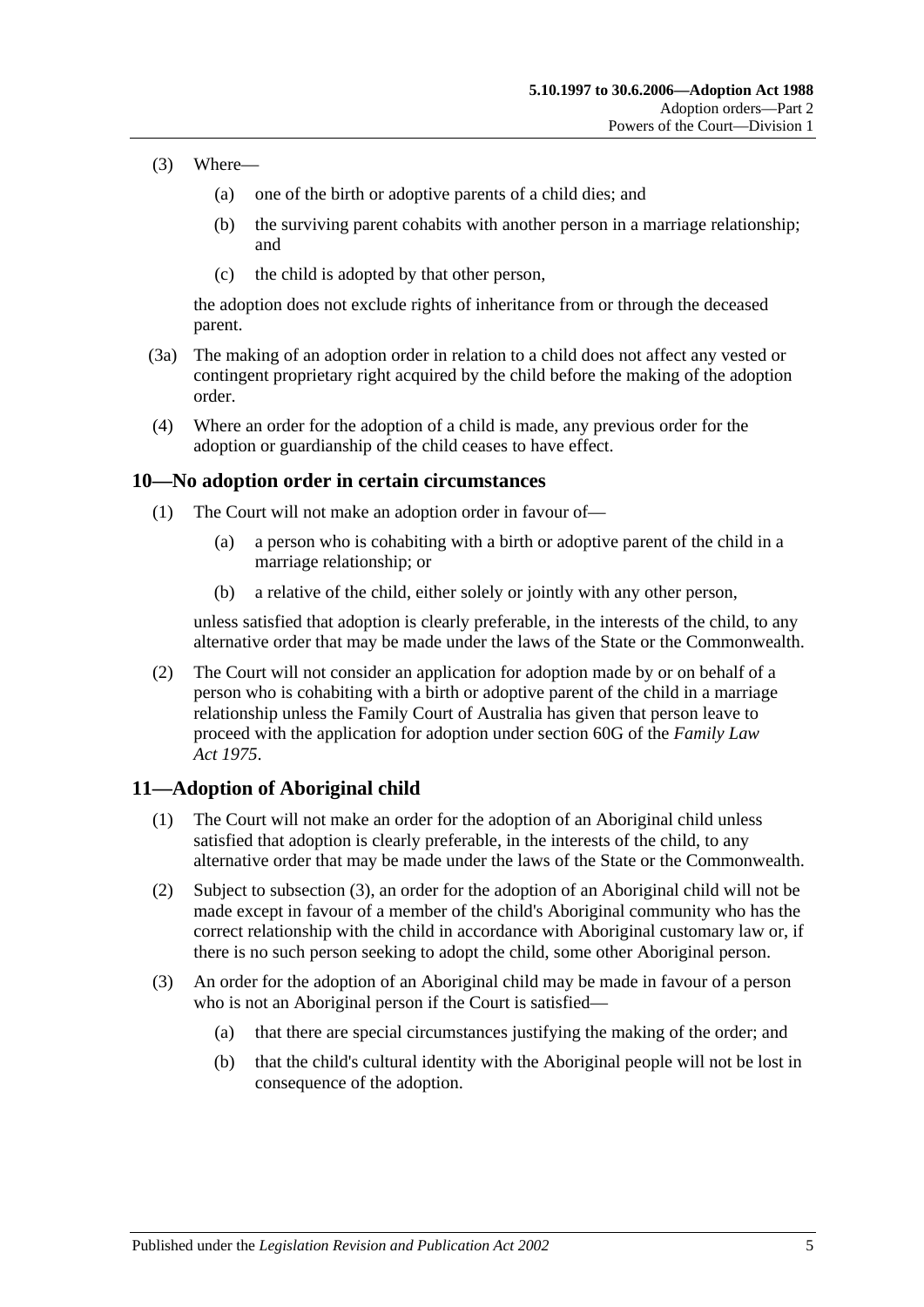(3) Where—

(a) one of the birth or adoptive parents of a child dies; and

(b) the surviving parent cohabits with another person in a marriage relationship; and

(c) the child is adopted by that other person,

the adoption does not exclude rights of inheritance from or through the deceased parent.

(3a) The making of an adoption order in relation to a child does not affect any vested or contingent proprietary right acquired by the child before the making of the adoption order.

(4) Where an order for the adoption of a child is made, any previous order for the adoption or guardianship of the child ceases to have effect.

## 10—No adoption order in certain circumstances

(1) The Court will not make an adoption order in favour of—

(a) a person who is cohabiting with a birth or adoptive parent of the child in a marriage relationship; or

(b) a relative of the child, either solely or jointly with any other person,

unless satisfied that adoption is clearly preferable, in the interests of the child, to any alternative order that may be made under the laws of the State or the Commonwealth.

(2) The Court will not consider an application for adoption made by or on behalf of a person who is cohabiting with a birth or adoptive parent of the child in a marriage relationship unless the Family Court of Australia has given that person leave to proceed with the application for adoption under section 60G of the *Family Law Act 1975*.

## 11—Adoption of Aboriginal child

(1) The Court will not make an order for the adoption of an Aboriginal child unless satisfied that adoption is clearly preferable, in the interests of the child, to any alternative order that may be made under the laws of the State or the Commonwealth.

(2) Subject to subsection (3), an order for the adoption of an Aboriginal child will not be made except in favour of a member of the child's Aboriginal community who has the correct relationship with the child in accordance with Aboriginal customary law or, if there is no such person seeking to adopt the child, some other Aboriginal person.

(3) An order for the adoption of an Aboriginal child may be made in favour of a person who is not an Aboriginal person if the Court is satisfied—

(a) that there are special circumstances justifying the making of the order; and

(b) that the child's cultural identity with the Aboriginal people will not be lost in consequence of the adoption.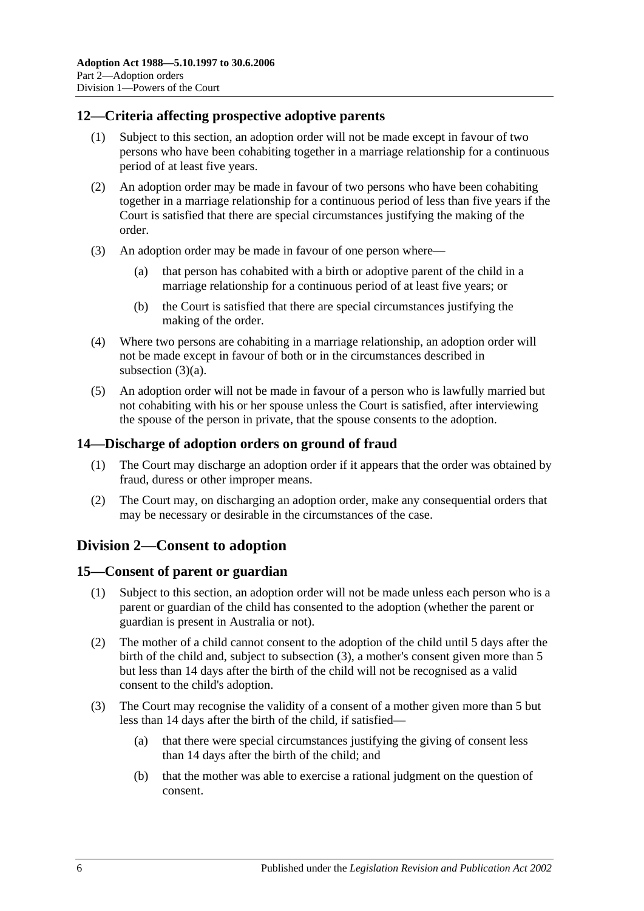## 12—Criteria affecting prospective adoptive parents

(1) Subject to this section, an adoption order will not be made except in favour of two persons who have been cohabiting together in a marriage relationship for a continuous period of at least five years.

(2) An adoption order may be made in favour of two persons who have been cohabiting together in a marriage relationship for a continuous period of less than five years if the Court is satisfied that there are special circumstances justifying the making of the order.

(3) An adoption order may be made in favour of one person where—

(a) that person has cohabited with a birth or adoptive parent of the child in a marriage relationship for a continuous period of at least five years; or

(b) the Court is satisfied that there are special circumstances justifying the making of the order.

(4) Where two persons are cohabiting in a marriage relationship, an adoption order will not be made except in favour of both or in the circumstances described in subsection (3)(a).

(5) An adoption order will not be made in favour of a person who is lawfully married but not cohabiting with his or her spouse unless the Court is satisfied, after interviewing the spouse of the person in private, that the spouse consents to the adoption.

## 14—Discharge of adoption orders on ground of fraud

(1) The Court may discharge an adoption order if it appears that the order was obtained by fraud, duress or other improper means.

(2) The Court may, on discharging an adoption order, make any consequential orders that may be necessary or desirable in the circumstances of the case.

# Division 2—Consent to adoption

## 15—Consent of parent or guardian

(1) Subject to this section, an adoption order will not be made unless each person who is a parent or guardian of the child has consented to the adoption (whether the parent or guardian is present in Australia or not).

(2) The mother of a child cannot consent to the adoption of the child until 5 days after the birth of the child and, subject to subsection (3), a mother's consent given more than 5 but less than 14 days after the birth of the child will not be recognised as a valid consent to the child's adoption.

(3) The Court may recognise the validity of a consent of a mother given more than 5 but less than 14 days after the birth of the child, if satisfied—

(a) that there were special circumstances justifying the giving of consent less than 14 days after the birth of the child; and

(b) that the mother was able to exercise a rational judgment on the question of consent.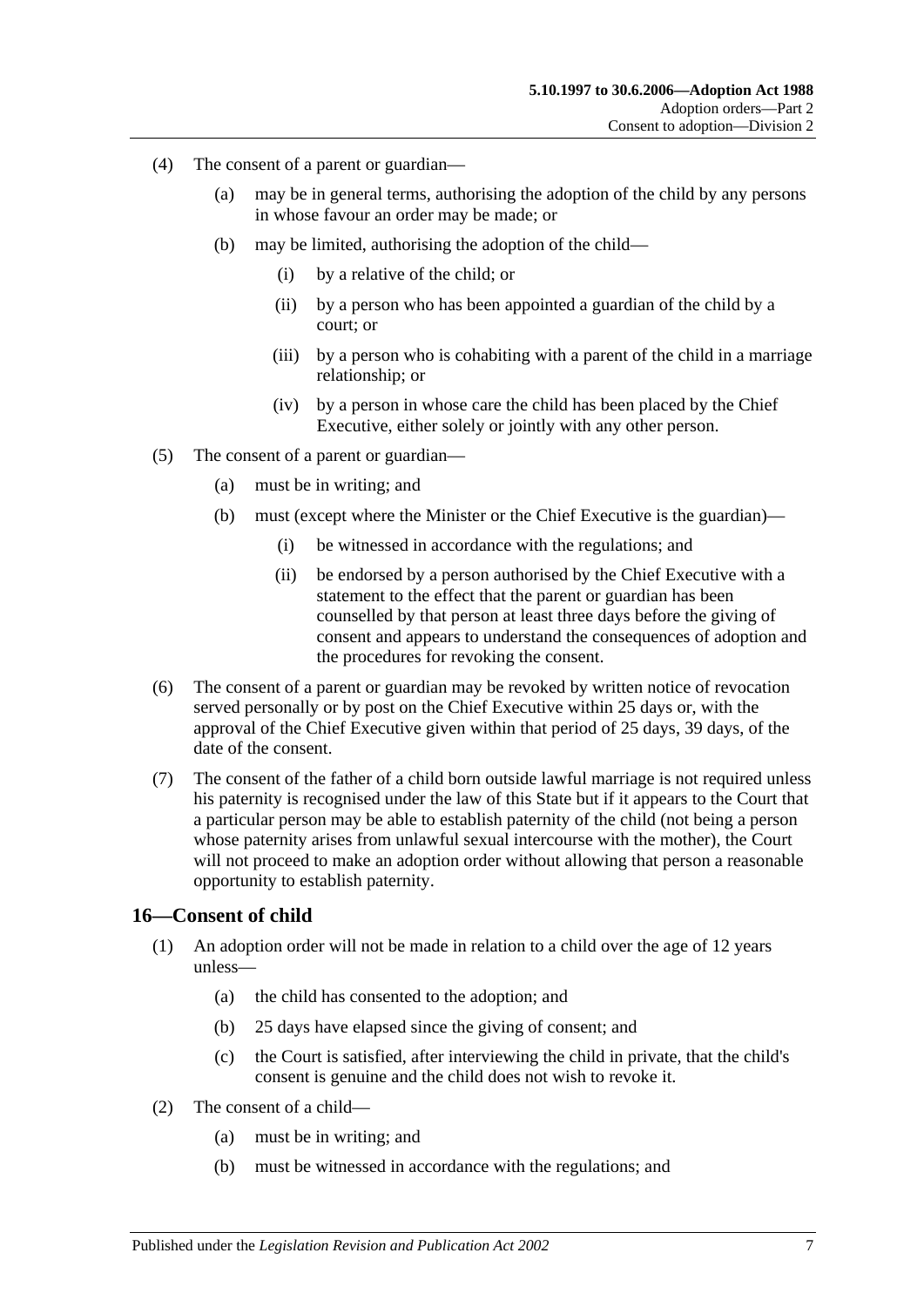(4) The consent of a parent or guardian—

  (a) may be in general terms, authorising the adoption of the child by any persons in whose favour an order may be made; or

  (b) may be limited, authorising the adoption of the child—

    (i) by a relative of the child; or

    (ii) by a person who has been appointed a guardian of the child by a court; or

    (iii) by a person who is cohabiting with a parent of the child in a marriage relationship; or

    (iv) by a person in whose care the child has been placed by the Chief Executive, either solely or jointly with any other person.

(5) The consent of a parent or guardian—

  (a) must be in writing; and

  (b) must (except where the Minister or the Chief Executive is the guardian)—

    (i) be witnessed in accordance with the regulations; and

    (ii) be endorsed by a person authorised by the Chief Executive with a statement to the effect that the parent or guardian has been counselled by that person at least three days before the giving of consent and appears to understand the consequences of adoption and the procedures for revoking the consent.

(6) The consent of a parent or guardian may be revoked by written notice of revocation served personally or by post on the Chief Executive within 25 days or, with the approval of the Chief Executive given within that period of 25 days, 39 days, of the date of the consent.

(7) The consent of the father of a child born outside lawful marriage is not required unless his paternity is recognised under the law of this State but if it appears to the Court that a particular person may be able to establish paternity of the child (not being a person whose paternity arises from unlawful sexual intercourse with the mother), the Court will not proceed to make an adoption order without allowing that person a reasonable opportunity to establish paternity.

## 16—Consent of child

(1) An adoption order will not be made in relation to a child over the age of 12 years unless—

  (a) the child has consented to the adoption; and

  (b) 25 days have elapsed since the giving of consent; and

  (c) the Court is satisfied, after interviewing the child in private, that the child's consent is genuine and the child does not wish to revoke it.

(2) The consent of a child—

  (a) must be in writing; and

  (b) must be witnessed in accordance with the regulations; and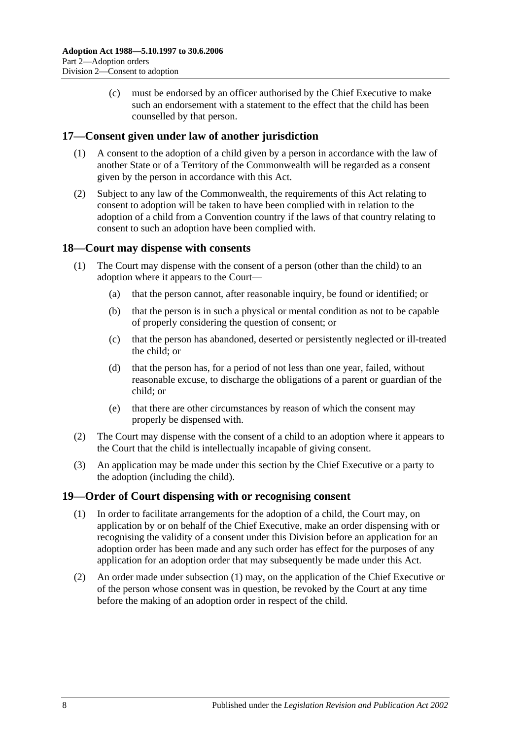(c) must be endorsed by an officer authorised by the Chief Executive to make such an endorsement with a statement to the effect that the child has been counselled by that person.

## 17—Consent given under law of another jurisdiction

(1) A consent to the adoption of a child given by a person in accordance with the law of another State or of a Territory of the Commonwealth will be regarded as a consent given by the person in accordance with this Act.

(2) Subject to any law of the Commonwealth, the requirements of this Act relating to consent to adoption will be taken to have been complied with in relation to the adoption of a child from a Convention country if the laws of that country relating to consent to such an adoption have been complied with.

## 18—Court may dispense with consents

(1) The Court may dispense with the consent of a person (other than the child) to an adoption where it appears to the Court—

(a) that the person cannot, after reasonable inquiry, be found or identified; or

(b) that the person is in such a physical or mental condition as not to be capable of properly considering the question of consent; or

(c) that the person has abandoned, deserted or persistently neglected or ill-treated the child; or

(d) that the person has, for a period of not less than one year, failed, without reasonable excuse, to discharge the obligations of a parent or guardian of the child; or

(e) that there are other circumstances by reason of which the consent may properly be dispensed with.

(2) The Court may dispense with the consent of a child to an adoption where it appears to the Court that the child is intellectually incapable of giving consent.

(3) An application may be made under this section by the Chief Executive or a party to the adoption (including the child).

## 19—Order of Court dispensing with or recognising consent

(1) In order to facilitate arrangements for the adoption of a child, the Court may, on application by or on behalf of the Chief Executive, make an order dispensing with or recognising the validity of a consent under this Division before an application for an adoption order has been made and any such order has effect for the purposes of any application for an adoption order that may subsequently be made under this Act.

(2) An order made under subsection (1) may, on the application of the Chief Executive or of the person whose consent was in question, be revoked by the Court at any time before the making of an adoption order in respect of the child.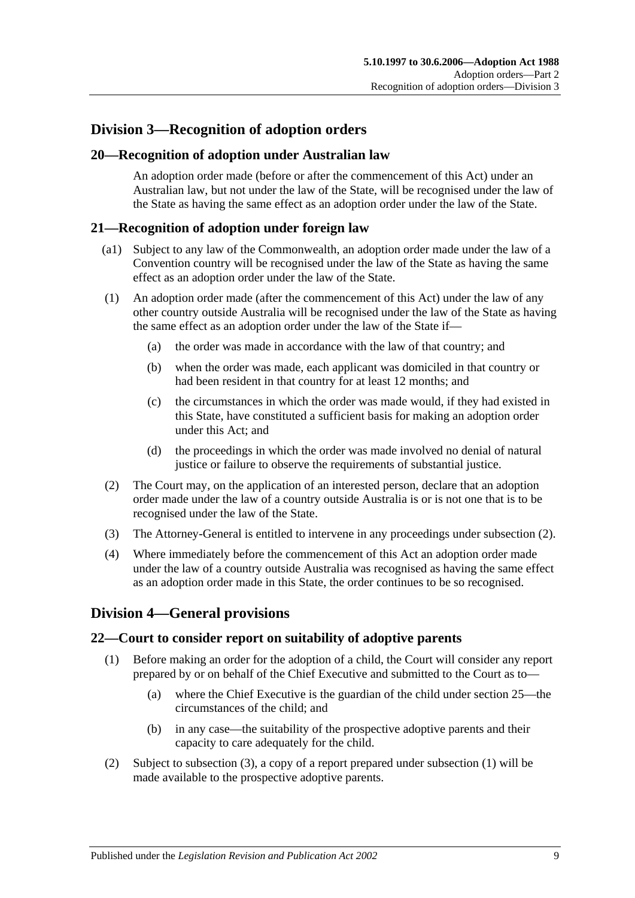## Division 3—Recognition of adoption orders

### 20—Recognition of adoption under Australian law

An adoption order made (before or after the commencement of this Act) under an Australian law, but not under the law of the State, will be recognised under the law of the State as having the same effect as an adoption order under the law of the State.

### 21—Recognition of adoption under foreign law

(a1) Subject to any law of the Commonwealth, an adoption order made under the law of a Convention country will be recognised under the law of the State as having the same effect as an adoption order under the law of the State.

(1) An adoption order made (after the commencement of this Act) under the law of any other country outside Australia will be recognised under the law of the State as having the same effect as an adoption order under the law of the State if—

- (a) the order was made in accordance with the law of that country; and
- (b) when the order was made, each applicant was domiciled in that country or had been resident in that country for at least 12 months; and
- (c) the circumstances in which the order was made would, if they had existed in this State, have constituted a sufficient basis for making an adoption order under this Act; and
- (d) the proceedings in which the order was made involved no denial of natural justice or failure to observe the requirements of substantial justice.

(2) The Court may, on the application of an interested person, declare that an adoption order made under the law of a country outside Australia is or is not one that is to be recognised under the law of the State.

(3) The Attorney-General is entitled to intervene in any proceedings under subsection (2).

(4) Where immediately before the commencement of this Act an adoption order made under the law of a country outside Australia was recognised as having the same effect as an adoption order made in this State, the order continues to be so recognised.

## Division 4—General provisions

### 22—Court to consider report on suitability of adoptive parents

(1) Before making an order for the adoption of a child, the Court will consider any report prepared by or on behalf of the Chief Executive and submitted to the Court as to—

- (a) where the Chief Executive is the guardian of the child under section 25—the circumstances of the child; and
- (b) in any case—the suitability of the prospective adoptive parents and their capacity to care adequately for the child.

(2) Subject to subsection (3), a copy of a report prepared under subsection (1) will be made available to the prospective adoptive parents.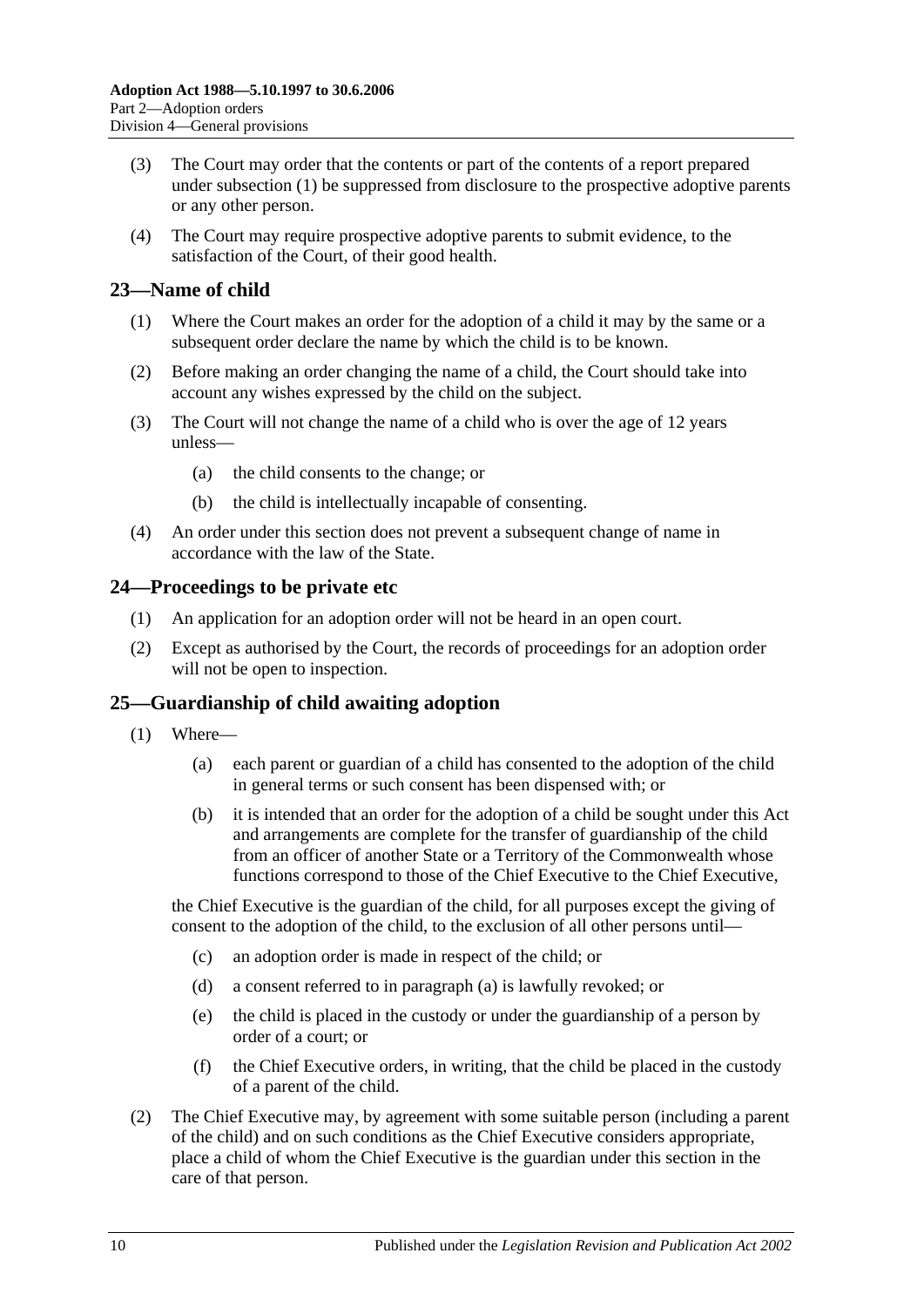(3) The Court may order that the contents or part of the contents of a report prepared under subsection (1) be suppressed from disclosure to the prospective adoptive parents or any other person.

(4) The Court may require prospective adoptive parents to submit evidence, to the satisfaction of the Court, of their good health.

## 23—Name of child

(1) Where the Court makes an order for the adoption of a child it may by the same or a subsequent order declare the name by which the child is to be known.

(2) Before making an order changing the name of a child, the Court should take into account any wishes expressed by the child on the subject.

(3) The Court will not change the name of a child who is over the age of 12 years unless—

- (a) the child consents to the change; or
- (b) the child is intellectually incapable of consenting.

(4) An order under this section does not prevent a subsequent change of name in accordance with the law of the State.

## 24—Proceedings to be private etc

(1) An application for an adoption order will not be heard in an open court.

(2) Except as authorised by the Court, the records of proceedings for an adoption order will not be open to inspection.

## 25—Guardianship of child awaiting adoption

(1) Where—

- (a) each parent or guardian of a child has consented to the adoption of the child in general terms or such consent has been dispensed with; or
- (b) it is intended that an order for the adoption of a child be sought under this Act and arrangements are complete for the transfer of guardianship of the child from an officer of another State or a Territory of the Commonwealth whose functions correspond to those of the Chief Executive to the Chief Executive,

the Chief Executive is the guardian of the child, for all purposes except the giving of consent to the adoption of the child, to the exclusion of all other persons until—

- (c) an adoption order is made in respect of the child; or
- (d) a consent referred to in paragraph (a) is lawfully revoked; or
- (e) the child is placed in the custody or under the guardianship of a person by order of a court; or
- (f) the Chief Executive orders, in writing, that the child be placed in the custody of a parent of the child.

(2) The Chief Executive may, by agreement with some suitable person (including a parent of the child) and on such conditions as the Chief Executive considers appropriate, place a child of whom the Chief Executive is the guardian under this section in the care of that person.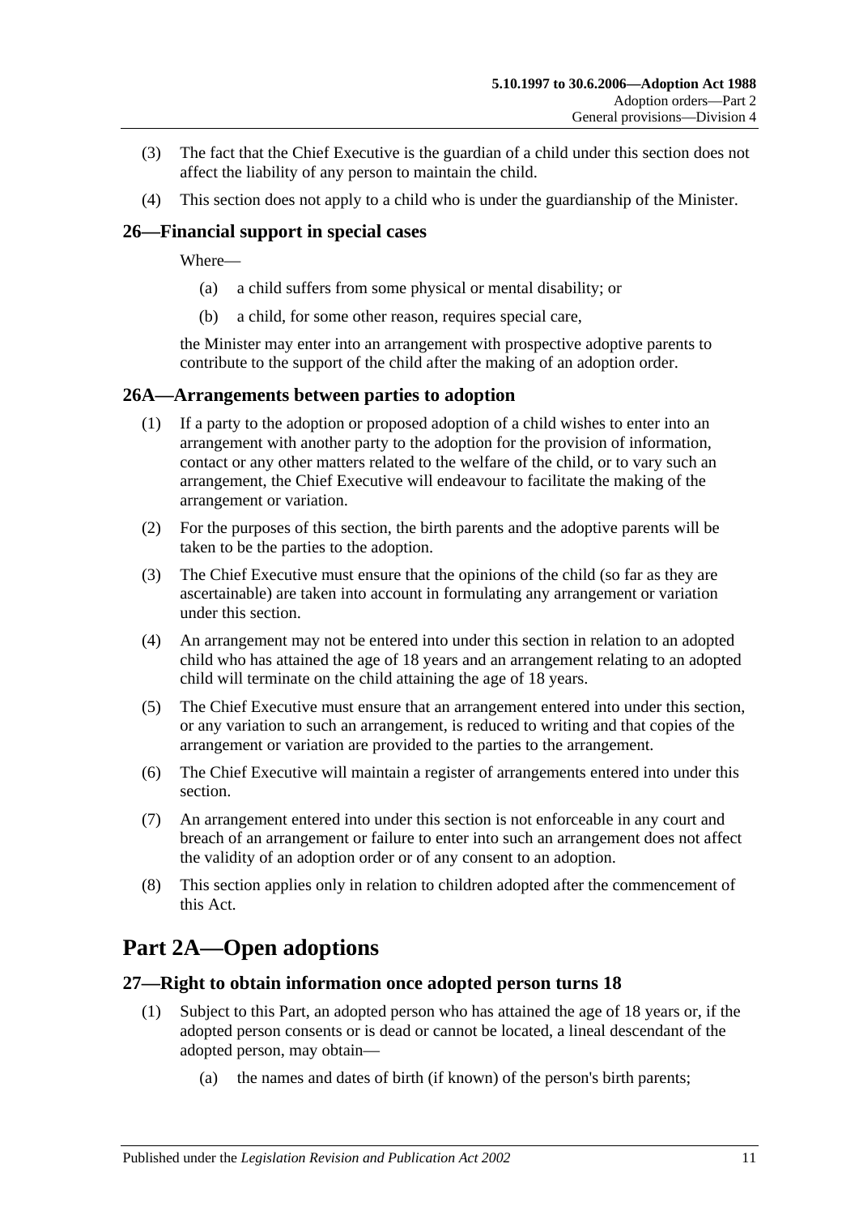(3) The fact that the Chief Executive is the guardian of a child under this section does not affect the liability of any person to maintain the child.

(4) This section does not apply to a child who is under the guardianship of the Minister.

## 26—Financial support in special cases

Where—

(a) a child suffers from some physical or mental disability; or

(b) a child, for some other reason, requires special care,

the Minister may enter into an arrangement with prospective adoptive parents to contribute to the support of the child after the making of an adoption order.

## 26A—Arrangements between parties to adoption

(1) If a party to the adoption or proposed adoption of a child wishes to enter into an arrangement with another party to the adoption for the provision of information, contact or any other matters related to the welfare of the child, or to vary such an arrangement, the Chief Executive will endeavour to facilitate the making of the arrangement or variation.

(2) For the purposes of this section, the birth parents and the adoptive parents will be taken to be the parties to the adoption.

(3) The Chief Executive must ensure that the opinions of the child (so far as they are ascertainable) are taken into account in formulating any arrangement or variation under this section.

(4) An arrangement may not be entered into under this section in relation to an adopted child who has attained the age of 18 years and an arrangement relating to an adopted child will terminate on the child attaining the age of 18 years.

(5) The Chief Executive must ensure that an arrangement entered into under this section, or any variation to such an arrangement, is reduced to writing and that copies of the arrangement or variation are provided to the parties to the arrangement.

(6) The Chief Executive will maintain a register of arrangements entered into under this section.

(7) An arrangement entered into under this section is not enforceable in any court and breach of an arrangement or failure to enter into such an arrangement does not affect the validity of an adoption order or of any consent to an adoption.

(8) This section applies only in relation to children adopted after the commencement of this Act.

# Part 2A—Open adoptions

## 27—Right to obtain information once adopted person turns 18

(1) Subject to this Part, an adopted person who has attained the age of 18 years or, if the adopted person consents or is dead or cannot be located, a lineal descendant of the adopted person, may obtain—

(a) the names and dates of birth (if known) of the person's birth parents;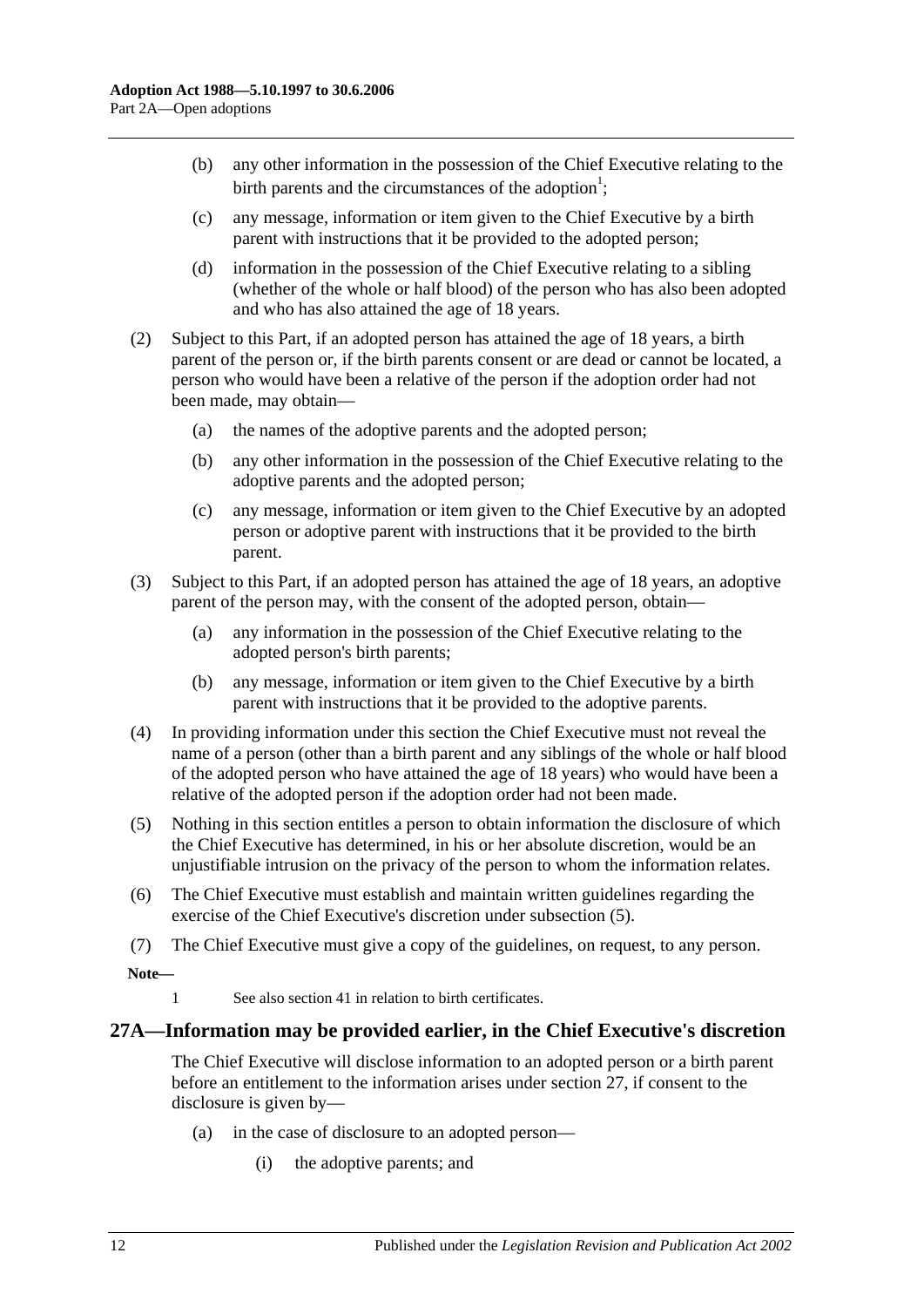(b) any other information in the possession of the Chief Executive relating to the birth parents and the circumstances of the adoption[1];

(c) any message, information or item given to the Chief Executive by a birth parent with instructions that it be provided to the adopted person;

(d) information in the possession of the Chief Executive relating to a sibling (whether of the whole or half blood) of the person who has also been adopted and who has also attained the age of 18 years.

(2) Subject to this Part, if an adopted person has attained the age of 18 years, a birth parent of the person or, if the birth parents consent or are dead or cannot be located, a person who would have been a relative of the person if the adoption order had not been made, may obtain—

(a) the names of the adoptive parents and the adopted person;

(b) any other information in the possession of the Chief Executive relating to the adoptive parents and the adopted person;

(c) any message, information or item given to the Chief Executive by an adopted person or adoptive parent with instructions that it be provided to the birth parent.

(3) Subject to this Part, if an adopted person has attained the age of 18 years, an adoptive parent of the person may, with the consent of the adopted person, obtain—

(a) any information in the possession of the Chief Executive relating to the adopted person's birth parents;

(b) any message, information or item given to the Chief Executive by a birth parent with instructions that it be provided to the adoptive parents.

(4) In providing information under this section the Chief Executive must not reveal the name of a person (other than a birth parent and any siblings of the whole or half blood of the adopted person who have attained the age of 18 years) who would have been a relative of the adopted person if the adoption order had not been made.

(5) Nothing in this section entitles a person to obtain information the disclosure of which the Chief Executive has determined, in his or her absolute discretion, would be an unjustifiable intrusion on the privacy of the person to whom the information relates.

(6) The Chief Executive must establish and maintain written guidelines regarding the exercise of the Chief Executive's discretion under subsection (5).

(7) The Chief Executive must give a copy of the guidelines, on request, to any person.

**Note—**

1 See also section 41 in relation to birth certificates.

## 27A—Information may be provided earlier, in the Chief Executive's discretion

The Chief Executive will disclose information to an adopted person or a birth parent before an entitlement to the information arises under section 27, if consent to the disclosure is given by—

(a) in the case of disclosure to an adopted person—

(i) the adoptive parents; and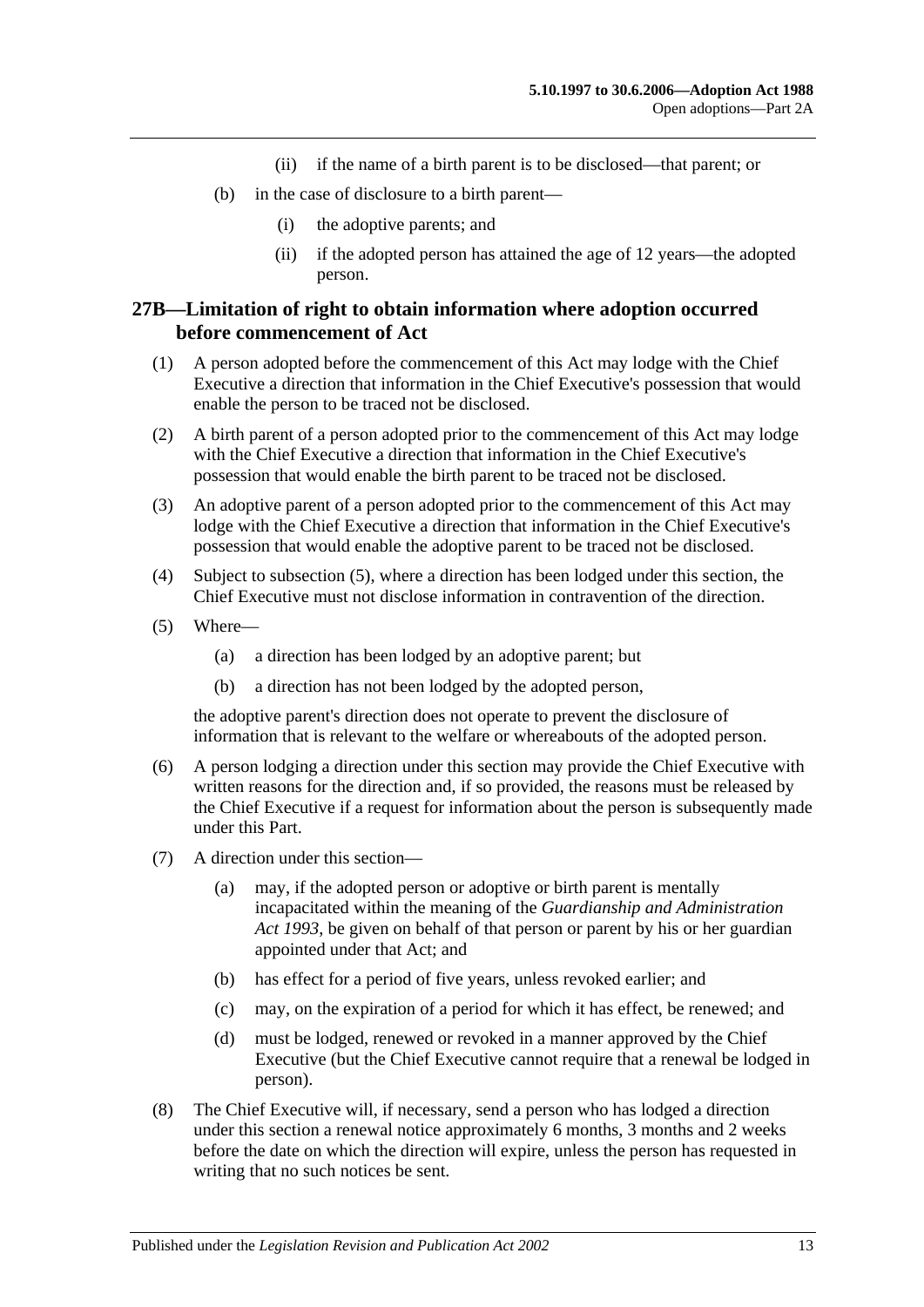(ii) if the name of a birth parent is to be disclosed—that parent; or

(b) in the case of disclosure to a birth parent—

(i) the adoptive parents; and

(ii) if the adopted person has attained the age of 12 years—the adopted person.

## 27B—Limitation of right to obtain information where adoption occurred before commencement of Act

(1) A person adopted before the commencement of this Act may lodge with the Chief Executive a direction that information in the Chief Executive's possession that would enable the person to be traced not be disclosed.

(2) A birth parent of a person adopted prior to the commencement of this Act may lodge with the Chief Executive a direction that information in the Chief Executive's possession that would enable the birth parent to be traced not be disclosed.

(3) An adoptive parent of a person adopted prior to the commencement of this Act may lodge with the Chief Executive a direction that information in the Chief Executive's possession that would enable the adoptive parent to be traced not be disclosed.

(4) Subject to subsection (5), where a direction has been lodged under this section, the Chief Executive must not disclose information in contravention of the direction.

(5) Where—

(a) a direction has been lodged by an adoptive parent; but

(b) a direction has not been lodged by the adopted person,

the adoptive parent's direction does not operate to prevent the disclosure of information that is relevant to the welfare or whereabouts of the adopted person.

(6) A person lodging a direction under this section may provide the Chief Executive with written reasons for the direction and, if so provided, the reasons must be released by the Chief Executive if a request for information about the person is subsequently made under this Part.

(7) A direction under this section—

(a) may, if the adopted person or adoptive or birth parent is mentally incapacitated within the meaning of the *Guardianship and Administration Act 1993*, be given on behalf of that person or parent by his or her guardian appointed under that Act; and

(b) has effect for a period of five years, unless revoked earlier; and

(c) may, on the expiration of a period for which it has effect, be renewed; and

(d) must be lodged, renewed or revoked in a manner approved by the Chief Executive (but the Chief Executive cannot require that a renewal be lodged in person).

(8) The Chief Executive will, if necessary, send a person who has lodged a direction under this section a renewal notice approximately 6 months, 3 months and 2 weeks before the date on which the direction will expire, unless the person has requested in writing that no such notices be sent.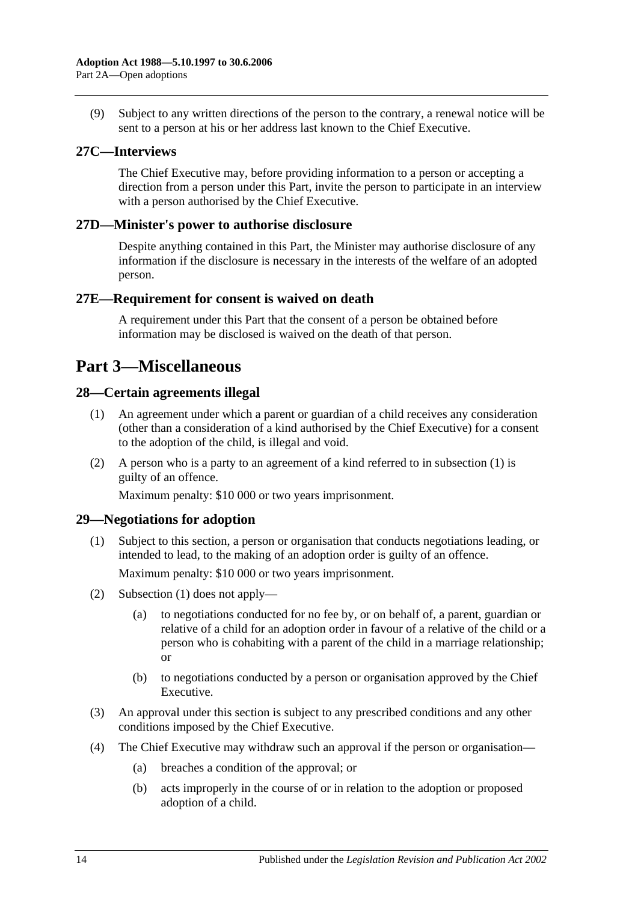(9) Subject to any written directions of the person to the contrary, a renewal notice will be sent to a person at his or her address last known to the Chief Executive.

### 27C—Interviews

The Chief Executive may, before providing information to a person or accepting a direction from a person under this Part, invite the person to participate in an interview with a person authorised by the Chief Executive.

### 27D—Minister's power to authorise disclosure

Despite anything contained in this Part, the Minister may authorise disclosure of any information if the disclosure is necessary in the interests of the welfare of an adopted person.

### 27E—Requirement for consent is waived on death

A requirement under this Part that the consent of a person be obtained before information may be disclosed is waived on the death of that person.

## Part 3—Miscellaneous

### 28—Certain agreements illegal

(1) An agreement under which a parent or guardian of a child receives any consideration (other than a consideration of a kind authorised by the Chief Executive) for a consent to the adoption of the child, is illegal and void.

(2) A person who is a party to an agreement of a kind referred to in subsection (1) is guilty of an offence.

Maximum penalty: $10 000 or two years imprisonment.

### 29—Negotiations for adoption

(1) Subject to this section, a person or organisation that conducts negotiations leading, or intended to lead, to the making of an adoption order is guilty of an offence.

Maximum penalty: $10 000 or two years imprisonment.

(2) Subsection (1) does not apply—

(a) to negotiations conducted for no fee by, or on behalf of, a parent, guardian or relative of a child for an adoption order in favour of a relative of the child or a person who is cohabiting with a parent of the child in a marriage relationship; or

(b) to negotiations conducted by a person or organisation approved by the Chief Executive.

(3) An approval under this section is subject to any prescribed conditions and any other conditions imposed by the Chief Executive.

(4) The Chief Executive may withdraw such an approval if the person or organisation—

(a) breaches a condition of the approval; or

(b) acts improperly in the course of or in relation to the adoption or proposed adoption of a child.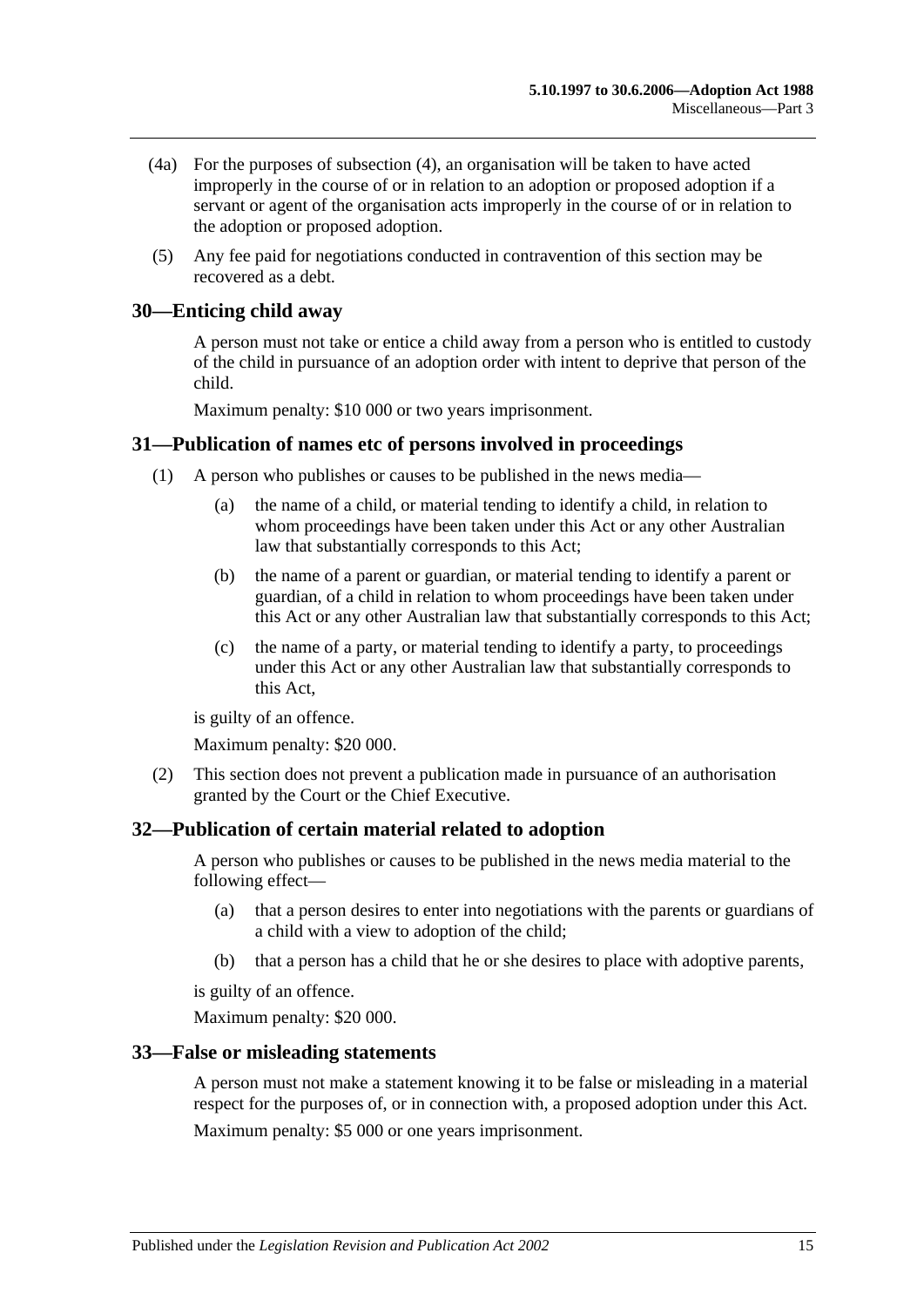(4a) For the purposes of subsection (4), an organisation will be taken to have acted improperly in the course of or in relation to an adoption or proposed adoption if a servant or agent of the organisation acts improperly in the course of or in relation to the adoption or proposed adoption.

(5) Any fee paid for negotiations conducted in contravention of this section may be recovered as a debt.

## 30—Enticing child away

A person must not take or entice a child away from a person who is entitled to custody of the child in pursuance of an adoption order with intent to deprive that person of the child.

Maximum penalty: $10 000 or two years imprisonment.

## 31—Publication of names etc of persons involved in proceedings

(1) A person who publishes or causes to be published in the news media—

(a) the name of a child, or material tending to identify a child, in relation to whom proceedings have been taken under this Act or any other Australian law that substantially corresponds to this Act;

(b) the name of a parent or guardian, or material tending to identify a parent or guardian, of a child in relation to whom proceedings have been taken under this Act or any other Australian law that substantially corresponds to this Act;

(c) the name of a party, or material tending to identify a party, to proceedings under this Act or any other Australian law that substantially corresponds to this Act,

is guilty of an offence.

Maximum penalty: $20 000.

(2) This section does not prevent a publication made in pursuance of an authorisation granted by the Court or the Chief Executive.

## 32—Publication of certain material related to adoption

A person who publishes or causes to be published in the news media material to the following effect—

(a) that a person desires to enter into negotiations with the parents or guardians of a child with a view to adoption of the child;

(b) that a person has a child that he or she desires to place with adoptive parents,

is guilty of an offence.

Maximum penalty: $20 000.

## 33—False or misleading statements

A person must not make a statement knowing it to be false or misleading in a material respect for the purposes of, or in connection with, a proposed adoption under this Act.

Maximum penalty: $5 000 or one years imprisonment.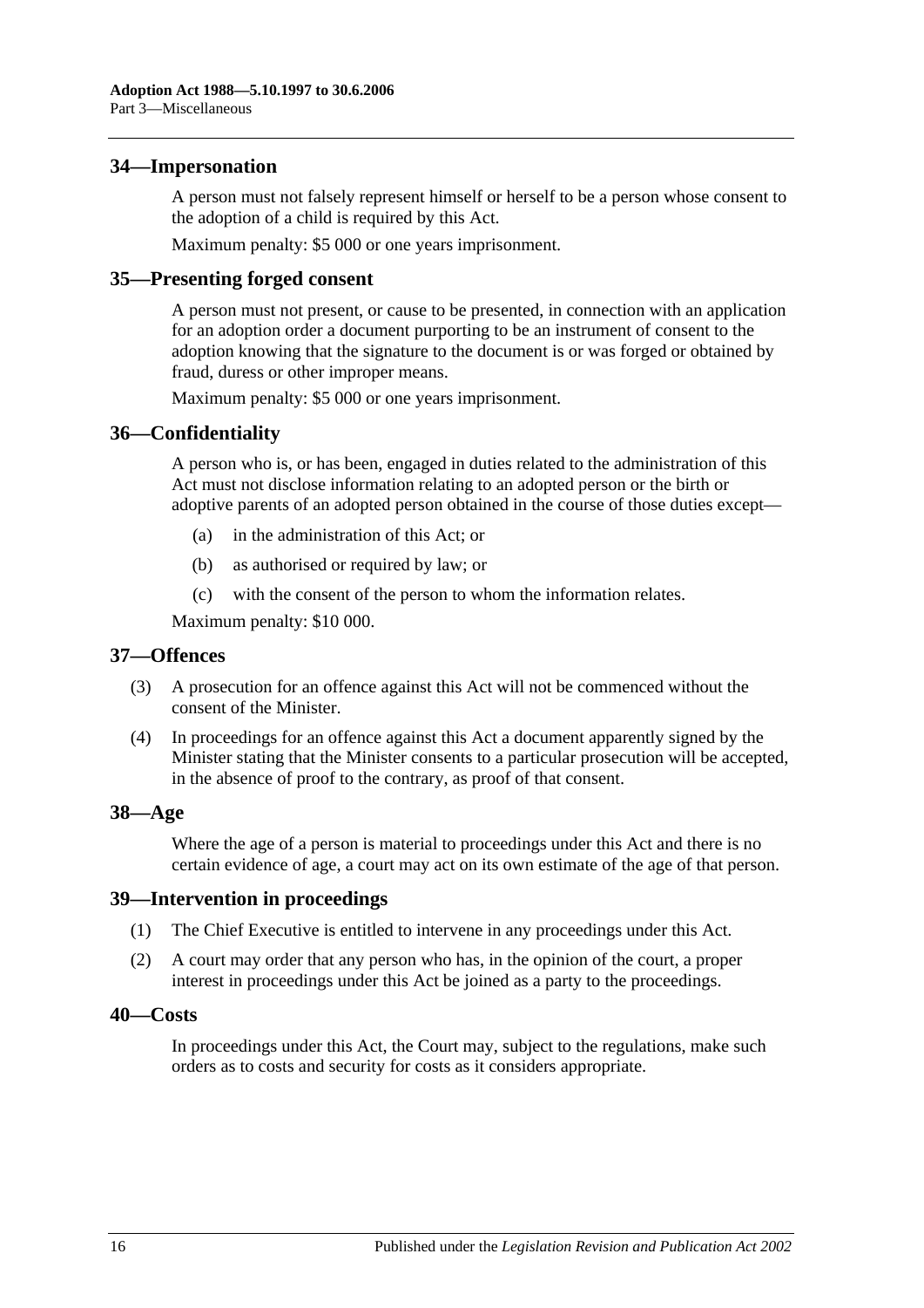## 34—Impersonation

A person must not falsely represent himself or herself to be a person whose consent to the adoption of a child is required by this Act.

Maximum penalty: $5 000 or one years imprisonment.

## 35—Presenting forged consent

A person must not present, or cause to be presented, in connection with an application for an adoption order a document purporting to be an instrument of consent to the adoption knowing that the signature to the document is or was forged or obtained by fraud, duress or other improper means.

Maximum penalty: $5 000 or one years imprisonment.

## 36—Confidentiality

A person who is, or has been, engaged in duties related to the administration of this Act must not disclose information relating to an adopted person or the birth or adoptive parents of an adopted person obtained in the course of those duties except—

- (a) in the administration of this Act; or
- (b) as authorised or required by law; or
- (c) with the consent of the person to whom the information relates.

Maximum penalty: $10 000.

## 37—Offences

(3) A prosecution for an offence against this Act will not be commenced without the consent of the Minister.

(4) In proceedings for an offence against this Act a document apparently signed by the Minister stating that the Minister consents to a particular prosecution will be accepted, in the absence of proof to the contrary, as proof of that consent.

## 38—Age

Where the age of a person is material to proceedings under this Act and there is no certain evidence of age, a court may act on its own estimate of the age of that person.

## 39—Intervention in proceedings

(1) The Chief Executive is entitled to intervene in any proceedings under this Act.

(2) A court may order that any person who has, in the opinion of the court, a proper interest in proceedings under this Act be joined as a party to the proceedings.

## 40—Costs

In proceedings under this Act, the Court may, subject to the regulations, make such orders as to costs and security for costs as it considers appropriate.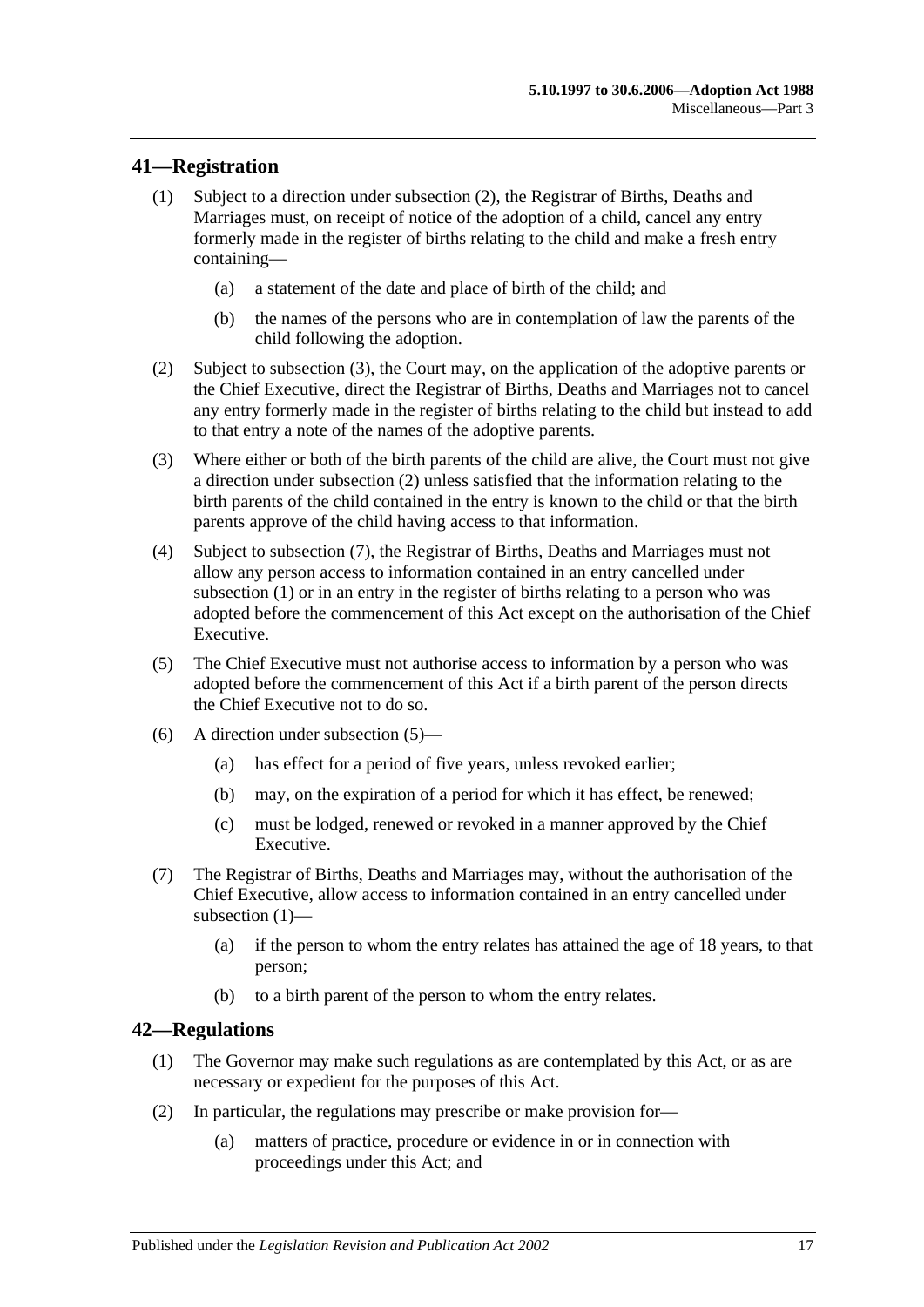## 41—Registration

(1) Subject to a direction under subsection (2), the Registrar of Births, Deaths and Marriages must, on receipt of notice of the adoption of a child, cancel any entry formerly made in the register of births relating to the child and make a fresh entry containing—

(a) a statement of the date and place of birth of the child; and

(b) the names of the persons who are in contemplation of law the parents of the child following the adoption.

(2) Subject to subsection (3), the Court may, on the application of the adoptive parents or the Chief Executive, direct the Registrar of Births, Deaths and Marriages not to cancel any entry formerly made in the register of births relating to the child but instead to add to that entry a note of the names of the adoptive parents.

(3) Where either or both of the birth parents of the child are alive, the Court must not give a direction under subsection (2) unless satisfied that the information relating to the birth parents of the child contained in the entry is known to the child or that the birth parents approve of the child having access to that information.

(4) Subject to subsection (7), the Registrar of Births, Deaths and Marriages must not allow any person access to information contained in an entry cancelled under subsection (1) or in an entry in the register of births relating to a person who was adopted before the commencement of this Act except on the authorisation of the Chief Executive.

(5) The Chief Executive must not authorise access to information by a person who was adopted before the commencement of this Act if a birth parent of the person directs the Chief Executive not to do so.

(6) A direction under subsection (5)—

(a) has effect for a period of five years, unless revoked earlier;

(b) may, on the expiration of a period for which it has effect, be renewed;

(c) must be lodged, renewed or revoked in a manner approved by the Chief Executive.

(7) The Registrar of Births, Deaths and Marriages may, without the authorisation of the Chief Executive, allow access to information contained in an entry cancelled under subsection (1)—

(a) if the person to whom the entry relates has attained the age of 18 years, to that person;

(b) to a birth parent of the person to whom the entry relates.

## 42—Regulations

(1) The Governor may make such regulations as are contemplated by this Act, or as are necessary or expedient for the purposes of this Act.

(2) In particular, the regulations may prescribe or make provision for—

(a) matters of practice, procedure or evidence in or in connection with proceedings under this Act; and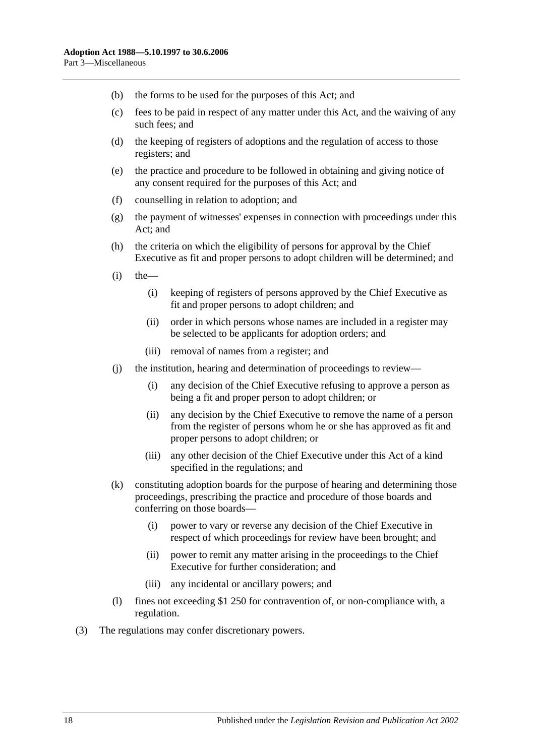(b) the forms to be used for the purposes of this Act; and

(c) fees to be paid in respect of any matter under this Act, and the waiving of any such fees; and

(d) the keeping of registers of adoptions and the regulation of access to those registers; and

(e) the practice and procedure to be followed in obtaining and giving notice of any consent required for the purposes of this Act; and

(f) counselling in relation to adoption; and

(g) the payment of witnesses' expenses in connection with proceedings under this Act; and

(h) the criteria on which the eligibility of persons for approval by the Chief Executive as fit and proper persons to adopt children will be determined; and

(i) the—

  (i) keeping of registers of persons approved by the Chief Executive as fit and proper persons to adopt children; and

  (ii) order in which persons whose names are included in a register may be selected to be applicants for adoption orders; and

  (iii) removal of names from a register; and

(j) the institution, hearing and determination of proceedings to review—

  (i) any decision of the Chief Executive refusing to approve a person as being a fit and proper person to adopt children; or

  (ii) any decision by the Chief Executive to remove the name of a person from the register of persons whom he or she has approved as fit and proper persons to adopt children; or

  (iii) any other decision of the Chief Executive under this Act of a kind specified in the regulations; and

(k) constituting adoption boards for the purpose of hearing and determining those proceedings, prescribing the practice and procedure of those boards and conferring on those boards—

  (i) power to vary or reverse any decision of the Chief Executive in respect of which proceedings for review have been brought; and

  (ii) power to remit any matter arising in the proceedings to the Chief Executive for further consideration; and

  (iii) any incidental or ancillary powers; and

(l) fines not exceeding $1 250 for contravention of, or non-compliance with, a regulation.

(3) The regulations may confer discretionary powers.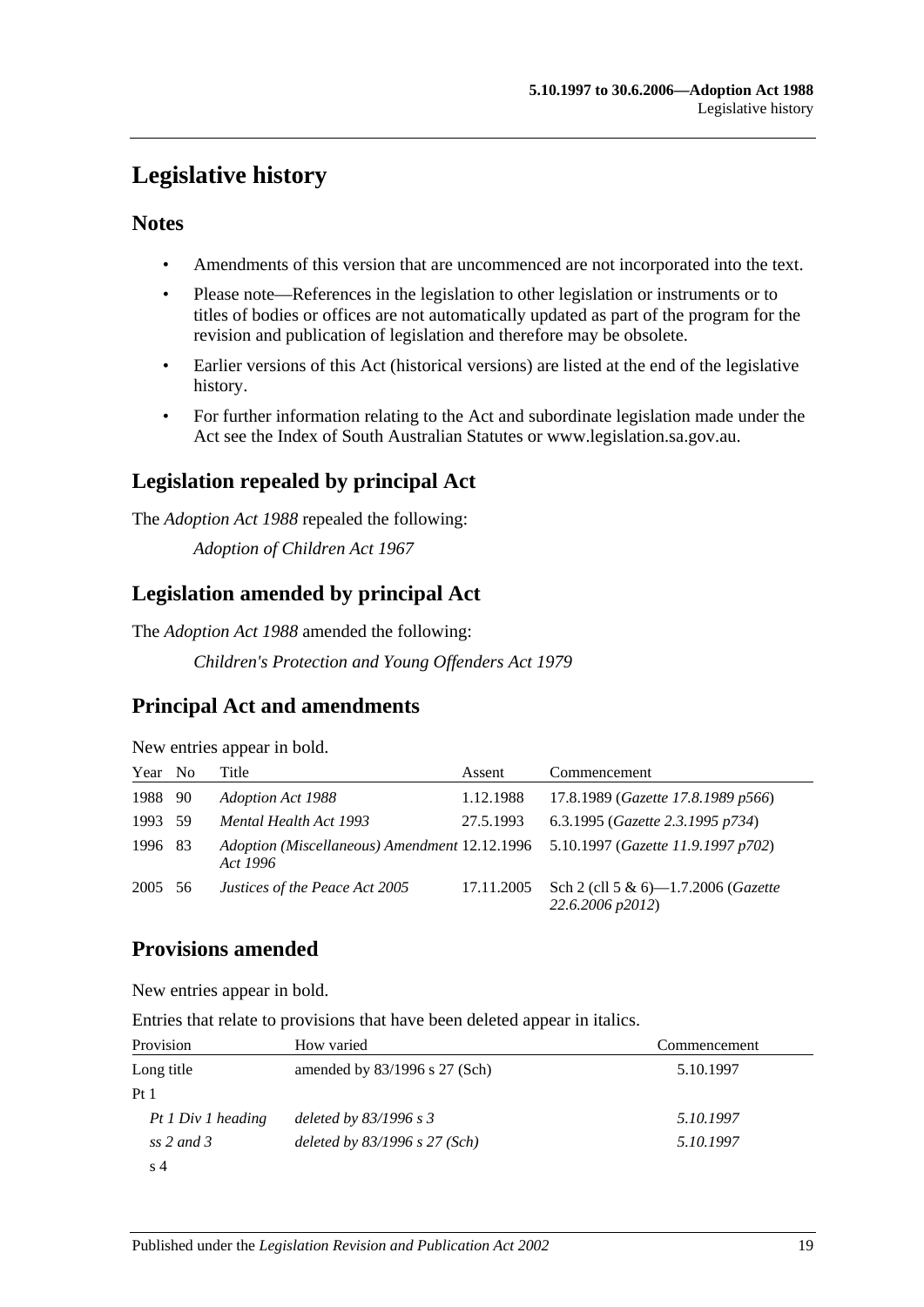# Legislative history

## Notes

- Amendments of this version that are uncommenced are not incorporated into the text.
- Please note—References in the legislation to other legislation or instruments or to titles of bodies or offices are not automatically updated as part of the program for the revision and publication of legislation and therefore may be obsolete.
- Earlier versions of this Act (historical versions) are listed at the end of the legislative history.
- For further information relating to the Act and subordinate legislation made under the Act see the Index of South Australian Statutes or www.legislation.sa.gov.au.

## Legislation repealed by principal Act

The *Adoption Act 1988* repealed the following:

*Adoption of Children Act 1967*

## Legislation amended by principal Act

The *Adoption Act 1988* amended the following:

*Children's Protection and Young Offenders Act 1979*

## Principal Act and amendments

New entries appear in bold.

| Year | No | Title | Assent | Commencement |
|---|---|---|---|---|
| 1988 | 90 | *Adoption Act 1988* | 1.12.1988 | 17.8.1989 (*Gazette 17.8.1989 p566*) |
| 1993 | 59 | *Mental Health Act 1993* | 27.5.1993 | 6.3.1995 (*Gazette 2.3.1995 p734*) |
| 1996 | 83 | *Adoption (Miscellaneous) Amendment Act 1996* | 12.12.1996 | 5.10.1997 (*Gazette 11.9.1997 p702*) |
| 2005 | 56 | *Justices of the Peace Act 2005* | 17.11.2005 | Sch 2 (cll 5 & 6)—1.7.2006 (*Gazette 22.6.2006 p2012*) |

## Provisions amended

New entries appear in bold.

Entries that relate to provisions that have been deleted appear in italics.

| Provision | How varied | Commencement |
|---|---|---|
| Long title | amended by 83/1996 s 27 (Sch) | 5.10.1997 |
| Pt 1 | | |
| *Pt 1 Div 1 heading* | *deleted by 83/1996 s 3* | *5.10.1997* |
| *ss 2 and 3* | *deleted by 83/1996 s 27 (Sch)* | *5.10.1997* |
| s 4 | | |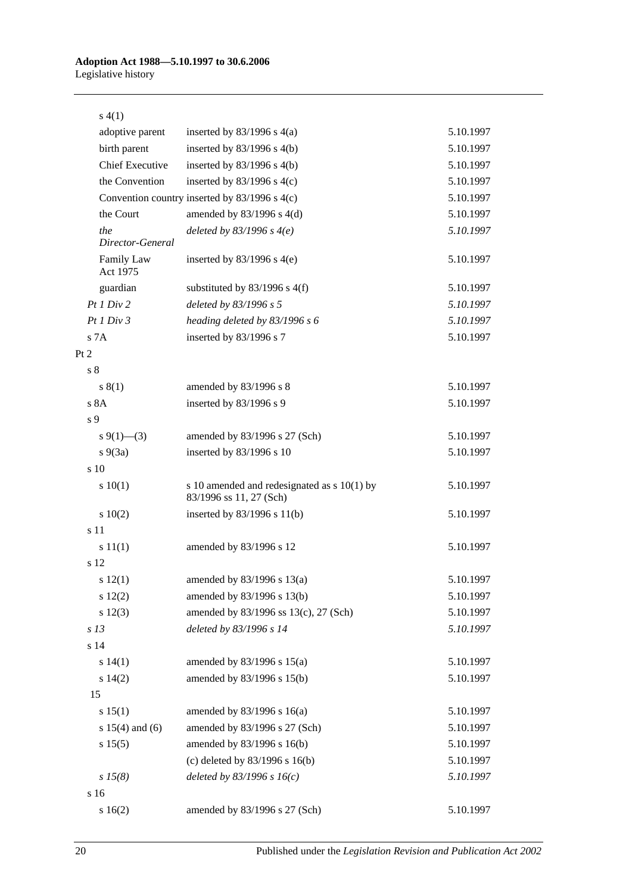| | | |
|---|---|---|
| s 4(1) | | |
| adoptive parent | inserted by 83/1996 s 4(a) | 5.10.1997 |
| birth parent | inserted by 83/1996 s 4(b) | 5.10.1997 |
| Chief Executive | inserted by 83/1996 s 4(b) | 5.10.1997 |
| the Convention | inserted by 83/1996 s 4(c) | 5.10.1997 |
| Convention country | inserted by 83/1996 s 4(c) | 5.10.1997 |
| the Court | amended by 83/1996 s 4(d) | 5.10.1997 |
| *the Director-General* | *deleted by 83/1996 s 4(e)* | *5.10.1997* |
| Family Law Act 1975 | inserted by 83/1996 s 4(e) | 5.10.1997 |
| guardian | substituted by 83/1996 s 4(f) | 5.10.1997 |
| *Pt 1 Div 2* | *deleted by 83/1996 s 5* | *5.10.1997* |
| *Pt 1 Div 3* | *heading deleted by 83/1996 s 6* | *5.10.1997* |
| s 7A | inserted by 83/1996 s 7 | 5.10.1997 |
| Pt 2 | | |
| s 8 | | |
| s 8(1) | amended by 83/1996 s 8 | 5.10.1997 |
| s 8A | inserted by 83/1996 s 9 | 5.10.1997 |
| s 9 | | |
| s 9(1)—(3) | amended by 83/1996 s 27 (Sch) | 5.10.1997 |
| s 9(3a) | inserted by 83/1996 s 10 | 5.10.1997 |
| s 10 | | |
| s 10(1) | s 10 amended and redesignated as s 10(1) by 83/1996 ss 11, 27 (Sch) | 5.10.1997 |
| s 10(2) | inserted by 83/1996 s 11(b) | 5.10.1997 |
| s 11 | | |
| s 11(1) | amended by 83/1996 s 12 | 5.10.1997 |
| s 12 | | |
| s 12(1) | amended by 83/1996 s 13(a) | 5.10.1997 |
| s 12(2) | amended by 83/1996 s 13(b) | 5.10.1997 |
| s 12(3) | amended by 83/1996 ss 13(c), 27 (Sch) | 5.10.1997 |
| *s 13* | *deleted by 83/1996 s 14* | *5.10.1997* |
| s 14 | | |
| s 14(1) | amended by 83/1996 s 15(a) | 5.10.1997 |
| s 14(2) | amended by 83/1996 s 15(b) | 5.10.1997 |
| 15 | | |
| s 15(1) | amended by 83/1996 s 16(a) | 5.10.1997 |
| s 15(4) and (6) | amended by 83/1996 s 27 (Sch) | 5.10.1997 |
| s 15(5) | amended by 83/1996 s 16(b) | 5.10.1997 |
| | (c) deleted by 83/1996 s 16(b) | 5.10.1997 |
| *s 15(8)* | *deleted by 83/1996 s 16(c)* | *5.10.1997* |
| s 16 | | |
| s 16(2) | amended by 83/1996 s 27 (Sch) | 5.10.1997 |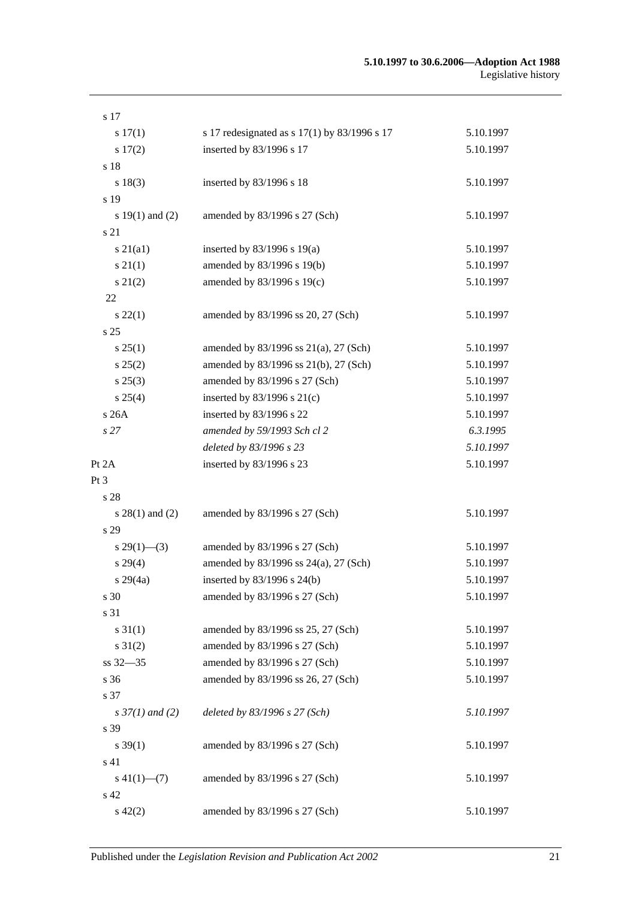| | | |
|---|---|---|
| s 17 | | |
| s 17(1) | s 17 redesignated as s 17(1) by 83/1996 s 17 | 5.10.1997 |
| s 17(2) | inserted by 83/1996 s 17 | 5.10.1997 |
| s 18 | | |
| s 18(3) | inserted by 83/1996 s 18 | 5.10.1997 |
| s 19 | | |
| s 19(1) and (2) | amended by 83/1996 s 27 (Sch) | 5.10.1997 |
| s 21 | | |
| s 21(a1) | inserted by 83/1996 s 19(a) | 5.10.1997 |
| s 21(1) | amended by 83/1996 s 19(b) | 5.10.1997 |
| s 21(2) | amended by 83/1996 s 19(c) | 5.10.1997 |
| 22 | | |
| s 22(1) | amended by 83/1996 ss 20, 27 (Sch) | 5.10.1997 |
| s 25 | | |
| s 25(1) | amended by 83/1996 ss 21(a), 27 (Sch) | 5.10.1997 |
| s 25(2) | amended by 83/1996 ss 21(b), 27 (Sch) | 5.10.1997 |
| s 25(3) | amended by 83/1996 s 27 (Sch) | 5.10.1997 |
| s 25(4) | inserted by 83/1996 s 21(c) | 5.10.1997 |
| s 26A | inserted by 83/1996 s 22 | 5.10.1997 |
| *s 27* | *amended by 59/1993 Sch cl 2* | *6.3.1995* |
| | *deleted by 83/1996 s 23* | *5.10.1997* |
| Pt 2A | inserted by 83/1996 s 23 | 5.10.1997 |
| Pt 3 | | |
| s 28 | | |
| s 28(1) and (2) | amended by 83/1996 s 27 (Sch) | 5.10.1997 |
| s 29 | | |
| s 29(1)—(3) | amended by 83/1996 s 27 (Sch) | 5.10.1997 |
| s 29(4) | amended by 83/1996 ss 24(a), 27 (Sch) | 5.10.1997 |
| s 29(4a) | inserted by 83/1996 s 24(b) | 5.10.1997 |
| s 30 | amended by 83/1996 s 27 (Sch) | 5.10.1997 |
| s 31 | | |
| s 31(1) | amended by 83/1996 ss 25, 27 (Sch) | 5.10.1997 |
| s 31(2) | amended by 83/1996 s 27 (Sch) | 5.10.1997 |
| ss 32—35 | amended by 83/1996 s 27 (Sch) | 5.10.1997 |
| s 36 | amended by 83/1996 ss 26, 27 (Sch) | 5.10.1997 |
| s 37 | | |
| *s 37(1) and (2)* | *deleted by 83/1996 s 27 (Sch)* | *5.10.1997* |
| s 39 | | |
| s 39(1) | amended by 83/1996 s 27 (Sch) | 5.10.1997 |
| s 41 | | |
| s 41(1)—(7) | amended by 83/1996 s 27 (Sch) | 5.10.1997 |
| s 42 | | |
| s 42(2) | amended by 83/1996 s 27 (Sch) | 5.10.1997 |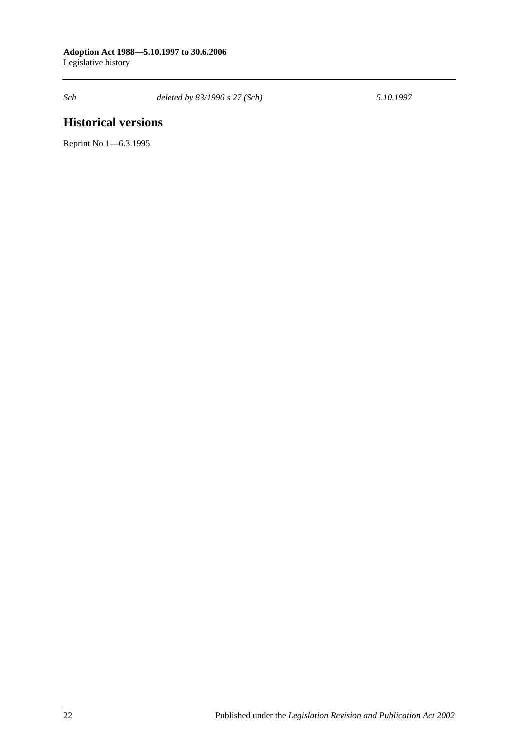| | | |
|---|---|---|
| *Sch* | *deleted by 83/1996 s 27 (Sch)* | *5.10.1997* |

## Historical versions

Reprint No 1—6.3.1995